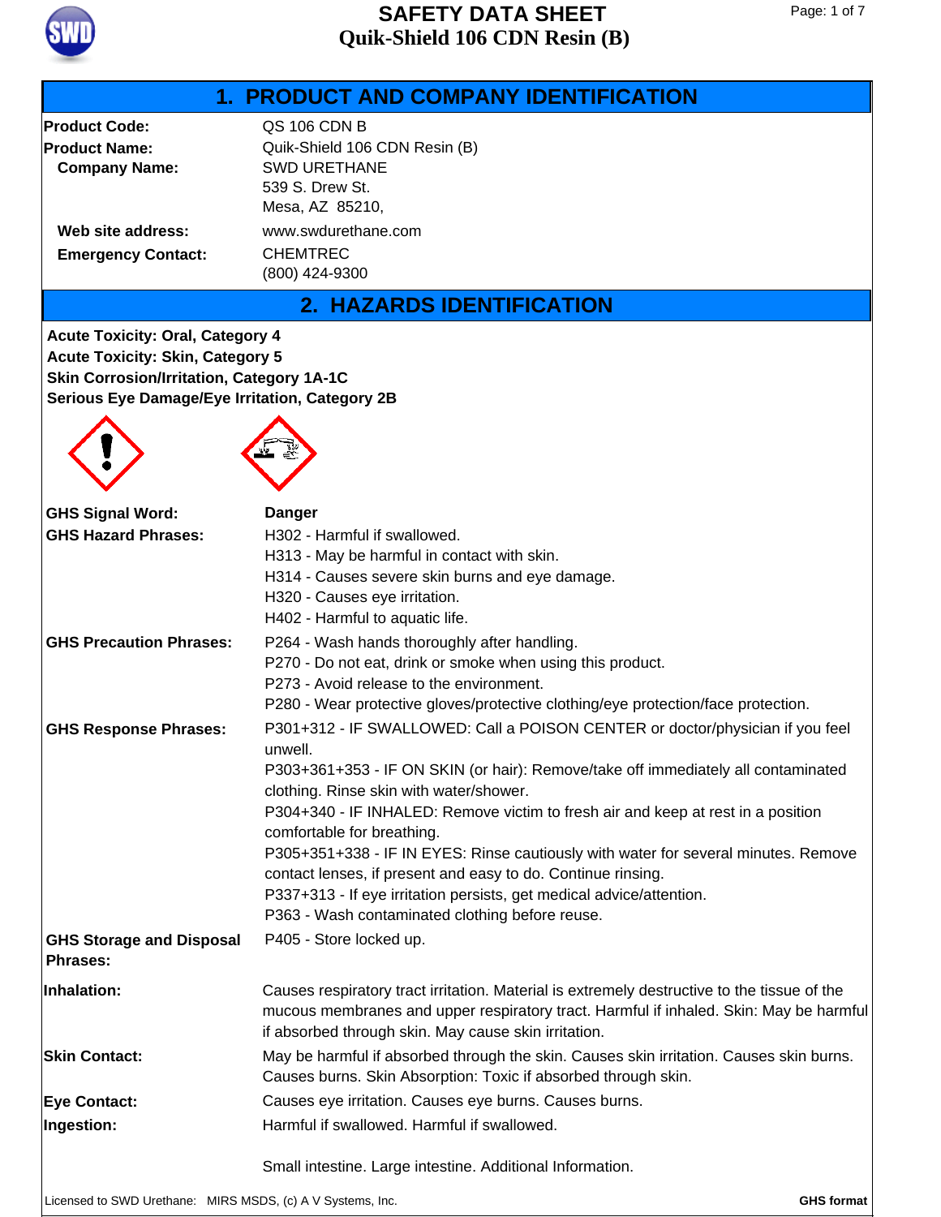# SAFETY DATA SHEET
# Quik-Shield 106 CDN Resin (B)

## 1. PRODUCT AND COMPANY IDENTIFICATION

**Product Code:** QS 106 CDN B

**Product Name:** Quik-Shield 106 CDN Resin (B)

**Company Name:** SWD URETHANE
539 S. Drew St.
Mesa, AZ 85210,

**Web site address:** www.swdurethane.com

**Emergency Contact:** CHEMTREC
(800) 424-9300

## 2. HAZARDS IDENTIFICATION

**Acute Toxicity: Oral, Category 4**
**Acute Toxicity: Skin, Category 5**
**Skin Corrosion/Irritation, Category 1A-1C**
**Serious Eye Damage/Eye Irritation, Category 2B**

**GHS Signal Word:** **Danger**

**GHS Hazard Phrases:**
H302 - Harmful if swallowed.
H313 - May be harmful in contact with skin.
H314 - Causes severe skin burns and eye damage.
H320 - Causes eye irritation.
H402 - Harmful to aquatic life.

**GHS Precaution Phrases:**
P264 - Wash hands thoroughly after handling.
P270 - Do not eat, drink or smoke when using this product.
P273 - Avoid release to the environment.
P280 - Wear protective gloves/protective clothing/eye protection/face protection.

**GHS Response Phrases:**
P301+312 - IF SWALLOWED: Call a POISON CENTER or doctor/physician if you feel unwell.
P303+361+353 - IF ON SKIN (or hair): Remove/take off immediately all contaminated clothing. Rinse skin with water/shower.
P304+340 - IF INHALED: Remove victim to fresh air and keep at rest in a position comfortable for breathing.
P305+351+338 - IF IN EYES: Rinse cautiously with water for several minutes. Remove contact lenses, if present and easy to do. Continue rinsing.
P337+313 - If eye irritation persists, get medical advice/attention.
P363 - Wash contaminated clothing before reuse.

**GHS Storage and Disposal Phrases:** P405 - Store locked up.

**Inhalation:** Causes respiratory tract irritation. Material is extremely destructive to the tissue of the mucous membranes and upper respiratory tract. Harmful if inhaled. Skin: May be harmful if absorbed through skin. May cause skin irritation.

**Skin Contact:** May be harmful if absorbed through the skin. Causes skin irritation. Causes skin burns. Causes burns. Skin Absorption: Toxic if absorbed through skin.

**Eye Contact:** Causes eye irritation. Causes eye burns. Causes burns.

**Ingestion:** Harmful if swallowed. Harmful if swallowed.

Small intestine. Large intestine. Additional Information.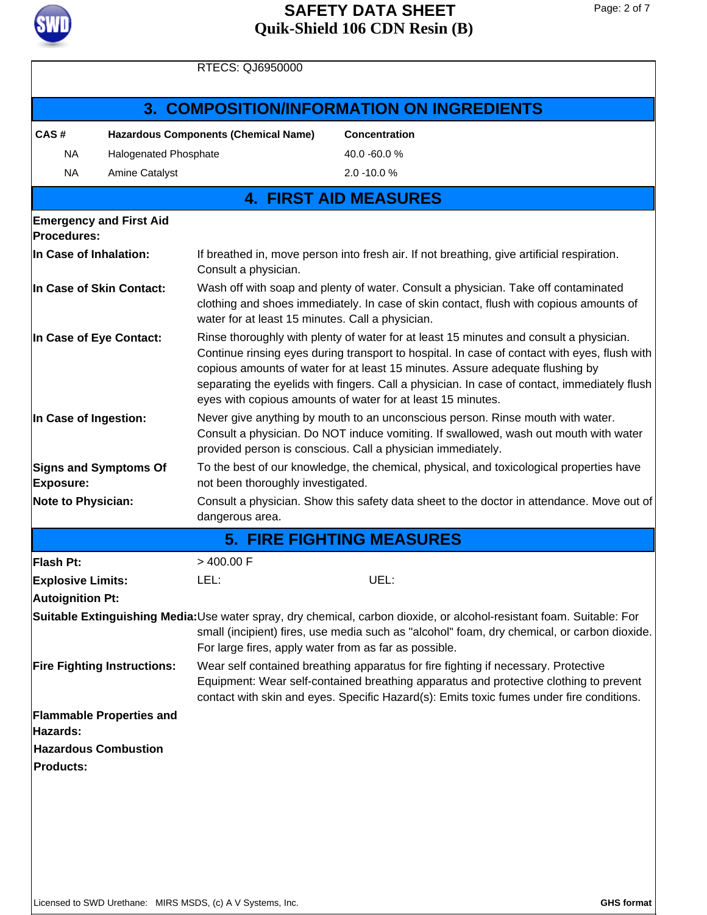RTECS: QJ6950000

## 3. COMPOSITION/INFORMATION ON INGREDIENTS

| CAS # | Hazardous Components (Chemical Name) | Concentration |
|---|---|---|
| NA | Halogenated Phosphate | 40.0 -60.0 % |
| NA | Amine Catalyst | 2.0 -10.0 % |

## 4. FIRST AID MEASURES

**Emergency and First Aid Procedures:**

**In Case of Inhalation:** If breathed in, move person into fresh air. If not breathing, give artificial respiration. Consult a physician.

**In Case of Skin Contact:** Wash off with soap and plenty of water. Consult a physician. Take off contaminated clothing and shoes immediately. In case of skin contact, flush with copious amounts of water for at least 15 minutes. Call a physician.

**In Case of Eye Contact:** Rinse thoroughly with plenty of water for at least 15 minutes and consult a physician. Continue rinsing eyes during transport to hospital. In case of contact with eyes, flush with copious amounts of water for at least 15 minutes. Assure adequate flushing by separating the eyelids with fingers. Call a physician. In case of contact, immediately flush eyes with copious amounts of water for at least 15 minutes.

**In Case of Ingestion:** Never give anything by mouth to an unconscious person. Rinse mouth with water. Consult a physician. Do NOT induce vomiting. If swallowed, wash out mouth with water provided person is conscious. Call a physician immediately.

**Signs and Symptoms Of Exposure:** To the best of our knowledge, the chemical, physical, and toxicological properties have not been thoroughly investigated.

**Note to Physician:** Consult a physician. Show this safety data sheet to the doctor in attendance. Move out of dangerous area.

## 5. FIRE FIGHTING MEASURES

**Flash Pt:** > 400.00 F

**Explosive Limits:** LEL: UEL:

**Autoignition Pt:**

**Suitable Extinguishing Media:** Use water spray, dry chemical, carbon dioxide, or alcohol-resistant foam. Suitable: For small (incipient) fires, use media such as "alcohol" foam, dry chemical, or carbon dioxide. For large fires, apply water from as far as possible.

**Fire Fighting Instructions:** Wear self contained breathing apparatus for fire fighting if necessary. Protective Equipment: Wear self-contained breathing apparatus and protective clothing to prevent contact with skin and eyes. Specific Hazard(s): Emits toxic fumes under fire conditions.

**Flammable Properties and Hazards:**

**Hazardous Combustion Products:**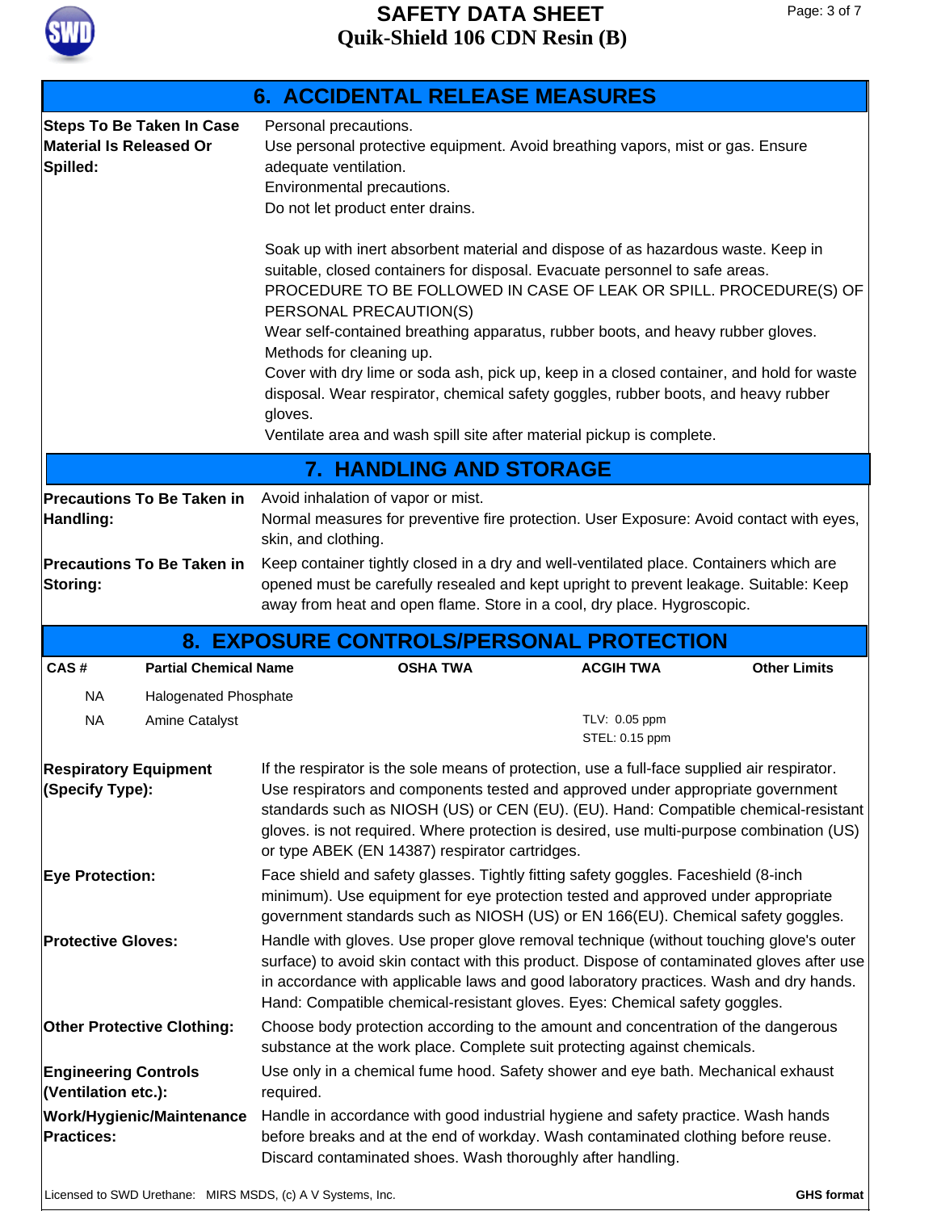## 6. ACCIDENTAL RELEASE MEASURES

**Steps To Be Taken In Case Material Is Released Or Spilled:**

Personal precautions.
Use personal protective equipment. Avoid breathing vapors, mist or gas. Ensure adequate ventilation.
Environmental precautions.
Do not let product enter drains.

Soak up with inert absorbent material and dispose of as hazardous waste. Keep in suitable, closed containers for disposal. Evacuate personnel to safe areas.
PROCEDURE TO BE FOLLOWED IN CASE OF LEAK OR SPILL. PROCEDURE(S) OF PERSONAL PRECAUTION(S)
Wear self-contained breathing apparatus, rubber boots, and heavy rubber gloves.
Methods for cleaning up.
Cover with dry lime or soda ash, pick up, keep in a closed container, and hold for waste disposal. Wear respirator, chemical safety goggles, rubber boots, and heavy rubber gloves.
Ventilate area and wash spill site after material pickup is complete.

## 7. HANDLING AND STORAGE

**Precautions To Be Taken in Handling:**
Avoid inhalation of vapor or mist.
Normal measures for preventive fire protection. User Exposure: Avoid contact with eyes, skin, and clothing.

**Precautions To Be Taken in Storing:**
Keep container tightly closed in a dry and well-ventilated place. Containers which are opened must be carefully resealed and kept upright to prevent leakage. Suitable: Keep away from heat and open flame. Store in a cool, dry place. Hygroscopic.

## 8. EXPOSURE CONTROLS/PERSONAL PROTECTION

| CAS # | Partial Chemical Name | OSHA TWA | ACGIH TWA | Other Limits |
|---|---|---|---|---|
| NA | Halogenated Phosphate | | | |
| NA | Amine Catalyst | | TLV: 0.05 ppm<br>STEL: 0.15 ppm | |

**Respiratory Equipment (Specify Type):**
If the respirator is the sole means of protection, use a full-face supplied air respirator. Use respirators and components tested and approved under appropriate government standards such as NIOSH (US) or CEN (EU). (EU). Hand: Compatible chemical-resistant gloves. is not required. Where protection is desired, use multi-purpose combination (US) or type ABEK (EN 14387) respirator cartridges.

**Eye Protection:**
Face shield and safety glasses. Tightly fitting safety goggles. Faceshield (8-inch minimum). Use equipment for eye protection tested and approved under appropriate government standards such as NIOSH (US) or EN 166(EU). Chemical safety goggles.

**Protective Gloves:**
Handle with gloves. Use proper glove removal technique (without touching glove's outer surface) to avoid skin contact with this product. Dispose of contaminated gloves after use in accordance with applicable laws and good laboratory practices. Wash and dry hands. Hand: Compatible chemical-resistant gloves. Eyes: Chemical safety goggles.

**Other Protective Clothing:**
Choose body protection according to the amount and concentration of the dangerous substance at the work place. Complete suit protecting against chemicals.

**Engineering Controls (Ventilation etc.):**
Use only in a chemical fume hood. Safety shower and eye bath. Mechanical exhaust required.

**Work/Hygienic/Maintenance Practices:**
Handle in accordance with good industrial hygiene and safety practice. Wash hands before breaks and at the end of workday. Wash contaminated clothing before reuse. Discard contaminated shoes. Wash thoroughly after handling.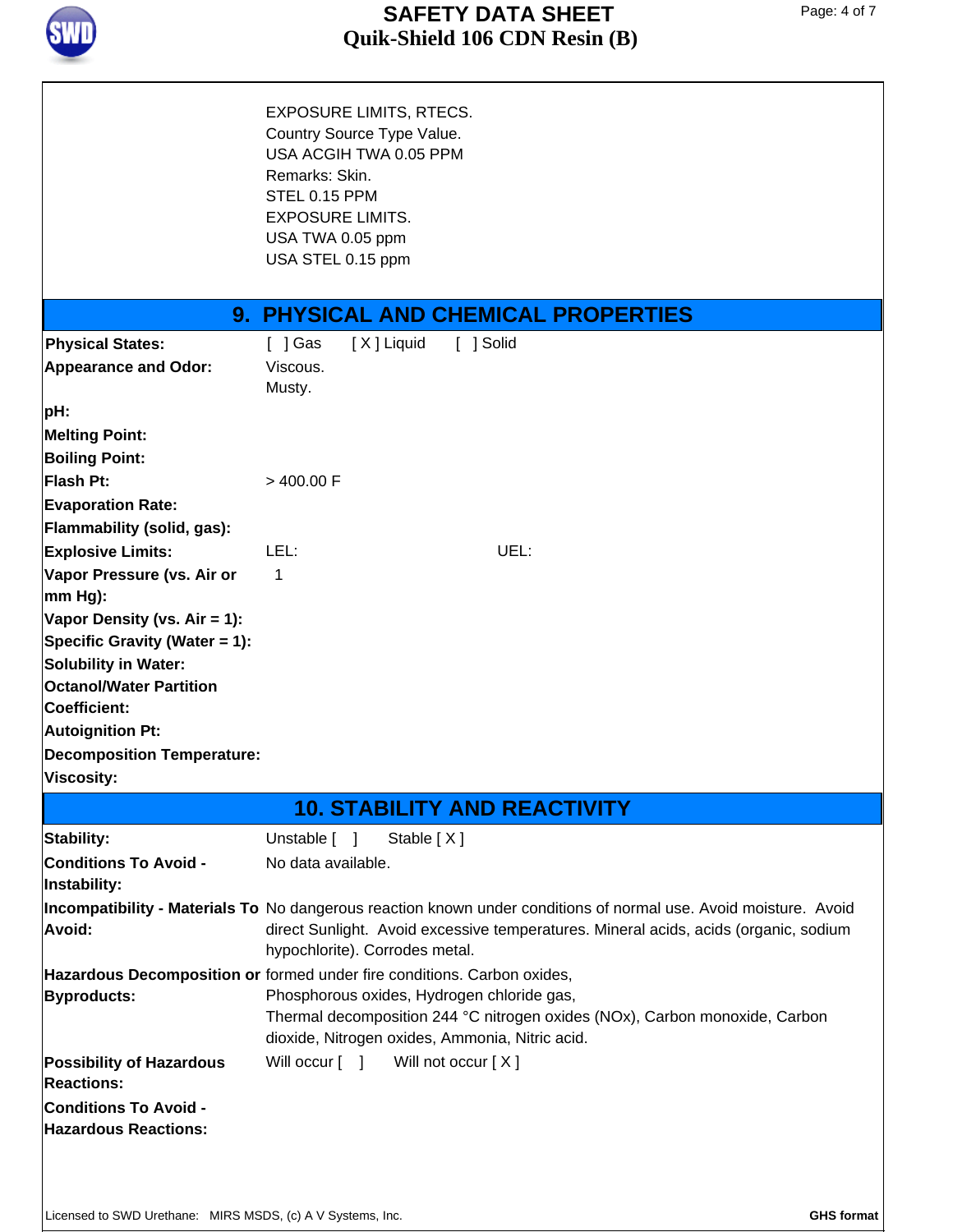EXPOSURE LIMITS, RTECS.
Country Source Type Value.
USA ACGIH TWA 0.05 PPM
Remarks: Skin.
STEL 0.15 PPM
EXPOSURE LIMITS.
USA TWA 0.05 ppm
USA STEL 0.15 ppm

## 9. PHYSICAL AND CHEMICAL PROPERTIES

| | |
|---|---|
| **Physical States:** | [ ] Gas    [ X ] Liquid    [ ] Solid |
| **Appearance and Odor:** | Viscous.<br>Musty. |
| **pH:** | |
| **Melting Point:** | |
| **Boiling Point:** | |
| **Flash Pt:** | > 400.00 F |
| **Evaporation Rate:** | |
| **Flammability (solid, gas):** | |
| **Explosive Limits:** | LEL:    UEL: |
| **Vapor Pressure (vs. Air or mm Hg):** | 1 |
| **Vapor Density (vs. Air = 1):** | |
| **Specific Gravity (Water = 1):** | |
| **Solubility in Water:** | |
| **Octanol/Water Partition Coefficient:** | |
| **Autoignition Pt:** | |
| **Decomposition Temperature:** | |
| **Viscosity:** | |

## 10. STABILITY AND REACTIVITY

| | |
|---|---|
| **Stability:** | Unstable [ ]    Stable [ X ] |
| **Conditions To Avoid - Instability:** | No data available. |
| **Incompatibility - Materials To Avoid:** | No dangerous reaction known under conditions of normal use. Avoid moisture. Avoid direct Sunlight. Avoid excessive temperatures. Mineral acids, acids (organic, sodium hypochlorite). Corrodes metal. |
| **Hazardous Decomposition or Byproducts:** | formed under fire conditions. Carbon oxides, Phosphorous oxides, Hydrogen chloride gas, Thermal decomposition 244 °C nitrogen oxides (NOx), Carbon monoxide, Carbon dioxide, Nitrogen oxides, Ammonia, Nitric acid. |
| **Possibility of Hazardous Reactions:** | Will occur [ ]    Will not occur [ X ] |
| **Conditions To Avoid - Hazardous Reactions:** | |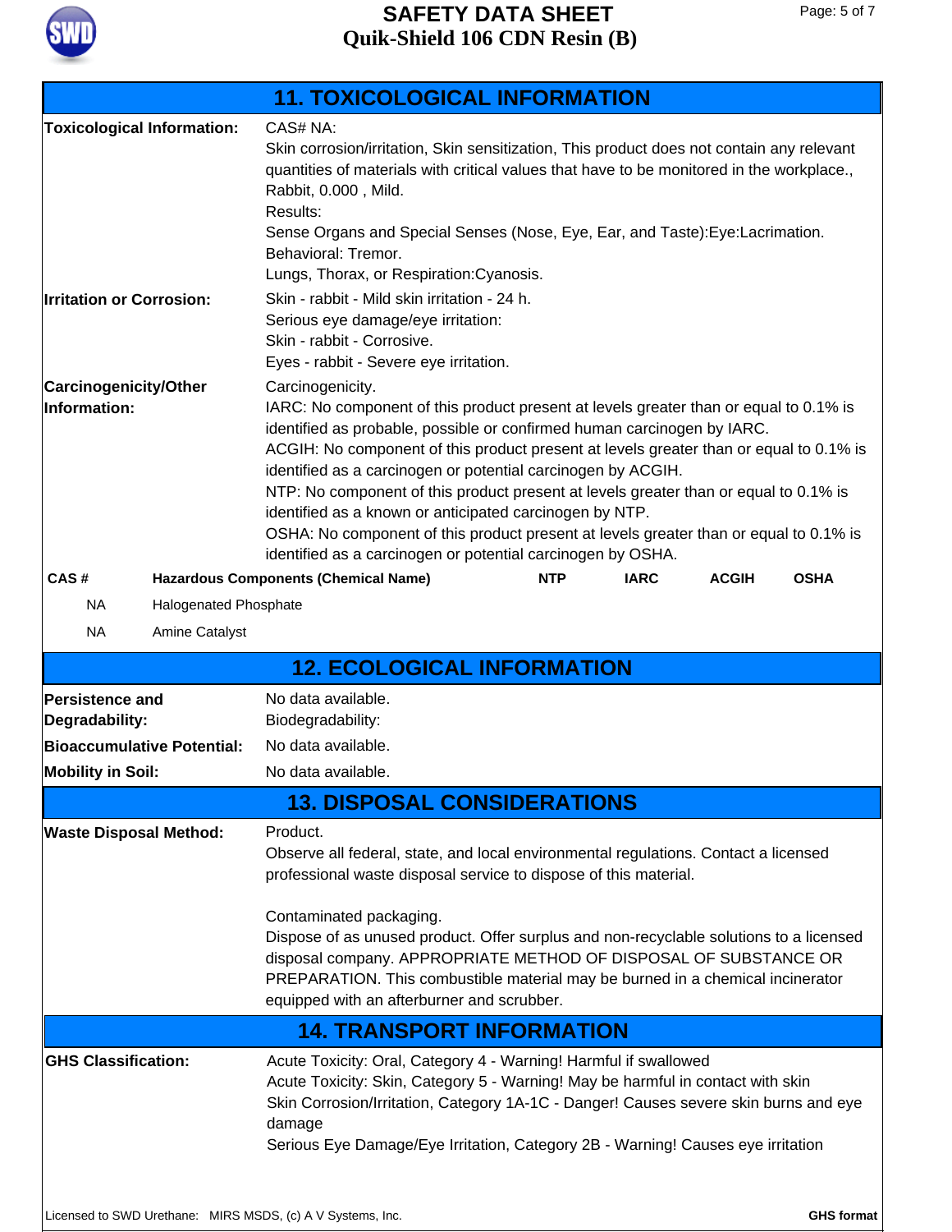## 11. TOXICOLOGICAL INFORMATION

**Toxicological Information:**

CAS# NA:
Skin corrosion/irritation, Skin sensitization, This product does not contain any relevant quantities of materials with critical values that have to be monitored in the workplace., Rabbit, 0.000 , Mild.
Results:
Sense Organs and Special Senses (Nose, Eye, Ear, and Taste):Eye:Lacrimation.
Behavioral: Tremor.
Lungs, Thorax, or Respiration:Cyanosis.

**Irritation or Corrosion:**

Skin - rabbit - Mild skin irritation - 24 h.
Serious eye damage/eye irritation:
Skin - rabbit - Corrosive.
Eyes - rabbit - Severe eye irritation.

**Carcinogenicity/Other Information:**

Carcinogenicity.
IARC: No component of this product present at levels greater than or equal to 0.1% is identified as probable, possible or confirmed human carcinogen by IARC.
ACGIH: No component of this product present at levels greater than or equal to 0.1% is identified as a carcinogen or potential carcinogen by ACGIH.
NTP: No component of this product present at levels greater than or equal to 0.1% is identified as a known or anticipated carcinogen by NTP.
OSHA: No component of this product present at levels greater than or equal to 0.1% is identified as a carcinogen or potential carcinogen by OSHA.

| CAS # | Hazardous Components (Chemical Name) | NTP | IARC | ACGIH | OSHA |
|---|---|---|---|---|---|
| NA | Halogenated Phosphate | | | | |
| NA | Amine Catalyst | | | | |

## 12. ECOLOGICAL INFORMATION

**Persistence and Degradability:**

No data available.
Biodegradability:

**Bioaccumulative Potential:** No data available.

**Mobility in Soil:** No data available.

## 13. DISPOSAL CONSIDERATIONS

**Waste Disposal Method:**

Product.
Observe all federal, state, and local environmental regulations. Contact a licensed professional waste disposal service to dispose of this material.

Contaminated packaging.
Dispose of as unused product. Offer surplus and non-recyclable solutions to a licensed disposal company. APPROPRIATE METHOD OF DISPOSAL OF SUBSTANCE OR PREPARATION. This combustible material may be burned in a chemical incinerator equipped with an afterburner and scrubber.

## 14. TRANSPORT INFORMATION

**GHS Classification:**

Acute Toxicity: Oral, Category 4 - Warning! Harmful if swallowed
Acute Toxicity: Skin, Category 5 - Warning! May be harmful in contact with skin
Skin Corrosion/Irritation, Category 1A-1C - Danger! Causes severe skin burns and eye damage
Serious Eye Damage/Eye Irritation, Category 2B - Warning! Causes eye irritation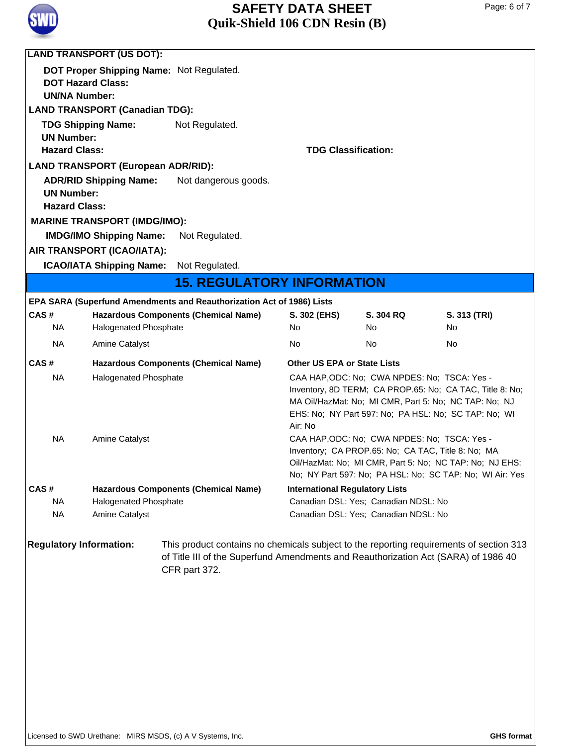**LAND TRANSPORT (US DOT):**

**DOT Proper Shipping Name:** Not Regulated.
**DOT Hazard Class:**
**UN/NA Number:**

**LAND TRANSPORT (Canadian TDG):**

**TDG Shipping Name:** Not Regulated.
**UN Number:**
**Hazard Class:** **TDG Classification:**

**LAND TRANSPORT (European ADR/RID):**

**ADR/RID Shipping Name:** Not dangerous goods.
**UN Number:**
**Hazard Class:**

**MARINE TRANSPORT (IMDG/IMO):**

**IMDG/IMO Shipping Name:** Not Regulated.

**AIR TRANSPORT (ICAO/IATA):**

**ICAO/IATA Shipping Name:** Not Regulated.

## 15. REGULATORY INFORMATION

**EPA SARA (Superfund Amendments and Reauthorization Act of 1986) Lists**

| CAS # | Hazardous Components (Chemical Name) | S. 302 (EHS) | S. 304 RQ | S. 313 (TRI) |
|---|---|---|---|---|
| NA | Halogenated Phosphate | No | No | No |
| NA | Amine Catalyst | No | No | No |

| CAS # | Hazardous Components (Chemical Name) | Other US EPA or State Lists |
|---|---|---|
| NA | Halogenated Phosphate | CAA HAP,ODC: No; CWA NPDES: No; TSCA: Yes - Inventory, 8D TERM; CA PROP.65: No; CA TAC, Title 8: No; MA Oil/HazMat: No; MI CMR, Part 5: No; NC TAP: No; NJ EHS: No; NY Part 597: No; PA HSL: No; SC TAP: No; WI Air: No |
| NA | Amine Catalyst | CAA HAP,ODC: No; CWA NPDES: No; TSCA: Yes - Inventory; CA PROP.65: No; CA TAC, Title 8: No; MA Oil/HazMat: No; MI CMR, Part 5: No; NC TAP: No; NJ EHS: No; NY Part 597: No; PA HSL: No; SC TAP: No; WI Air: Yes |

| CAS # | Hazardous Components (Chemical Name) | International Regulatory Lists |
|---|---|---|
| NA | Halogenated Phosphate | Canadian DSL: Yes; Canadian NDSL: No |
| NA | Amine Catalyst | Canadian DSL: Yes; Canadian NDSL: No |

**Regulatory Information:** This product contains no chemicals subject to the reporting requirements of section 313 of Title III of the Superfund Amendments and Reauthorization Act (SARA) of 1986 40 CFR part 372.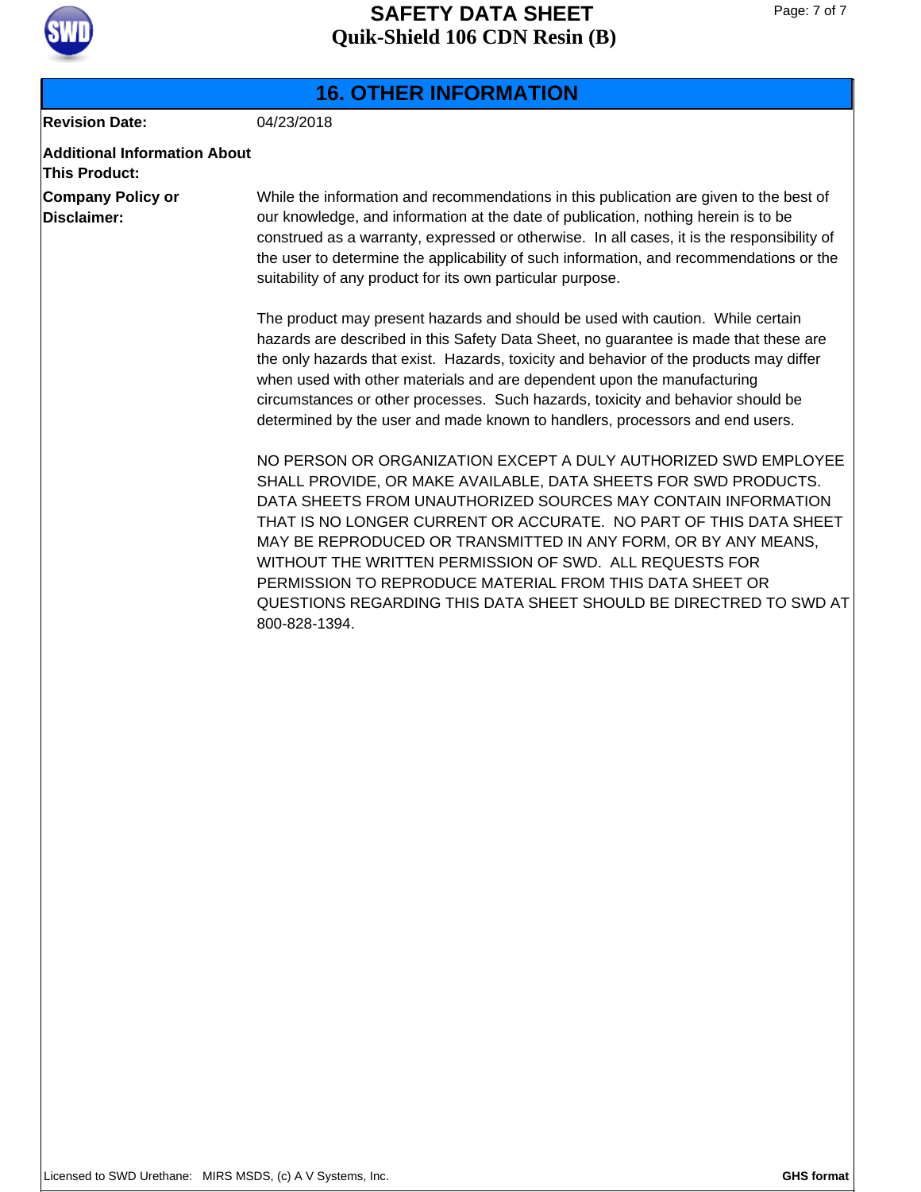## 16. OTHER INFORMATION

**Revision Date:** 04/23/2018

**Additional Information About This Product:**

**Company Policy or Disclaimer:**

While the information and recommendations in this publication are given to the best of our knowledge, and information at the date of publication, nothing herein is to be construed as a warranty, expressed or otherwise. In all cases, it is the responsibility of the user to determine the applicability of such information, and recommendations or the suitability of any product for its own particular purpose.

The product may present hazards and should be used with caution. While certain hazards are described in this Safety Data Sheet, no guarantee is made that these are the only hazards that exist. Hazards, toxicity and behavior of the products may differ when used with other materials and are dependent upon the manufacturing circumstances or other processes. Such hazards, toxicity and behavior should be determined by the user and made known to handlers, processors and end users.

NO PERSON OR ORGANIZATION EXCEPT A DULY AUTHORIZED SWD EMPLOYEE SHALL PROVIDE, OR MAKE AVAILABLE, DATA SHEETS FOR SWD PRODUCTS. DATA SHEETS FROM UNAUTHORIZED SOURCES MAY CONTAIN INFORMATION THAT IS NO LONGER CURRENT OR ACCURATE. NO PART OF THIS DATA SHEET MAY BE REPRODUCED OR TRANSMITTED IN ANY FORM, OR BY ANY MEANS, WITHOUT THE WRITTEN PERMISSION OF SWD. ALL REQUESTS FOR PERMISSION TO REPRODUCE MATERIAL FROM THIS SHEET OR QUESTIONS REGARDING THIS DATA SHEET SHOULD BE DIRECTED TO SWD AT 800-828-1394.